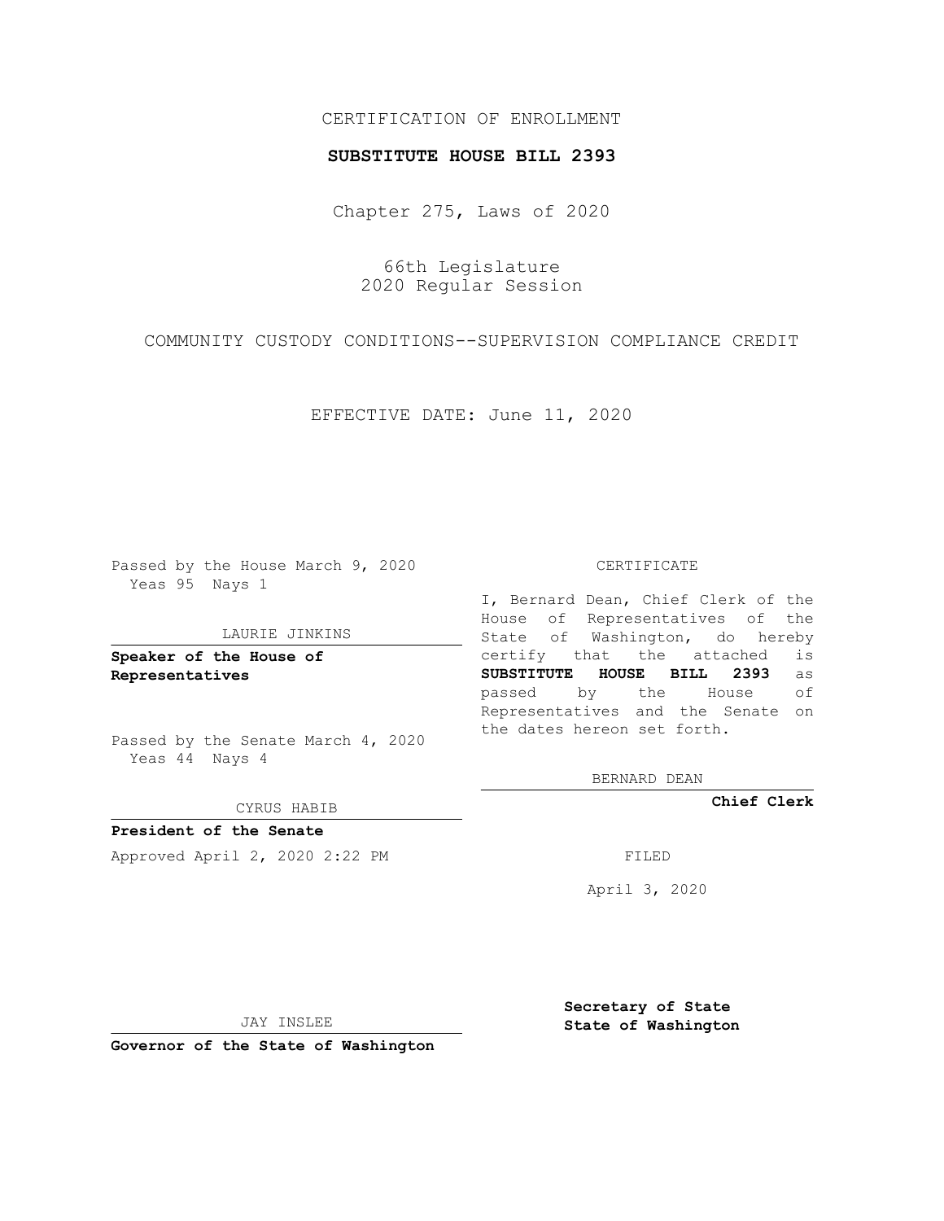CERTIFICATION OF ENROLLMENT

**SUBSTITUTE HOUSE BILL 2393**

Chapter 275, Laws of 2020

66th Legislature
2020 Regular Session

COMMUNITY CUSTODY CONDITIONS--SUPERVISION COMPLIANCE CREDIT

EFFECTIVE DATE: June 11, 2020

Passed by the House March 9, 2020
Yeas 95 Nays 1

LAURIE JINKINS

**Speaker of the House of Representatives**

Passed by the Senate March 4, 2020
Yeas 44 Nays 4

CYRUS HABIB

**President of the Senate**

Approved April 2, 2020 2:22 PM

JAY INSLEE

**Governor of the State of Washington**

CERTIFICATE

I, Bernard Dean, Chief Clerk of the House of Representatives of the State of Washington, do hereby certify that the attached is **SUBSTITUTE HOUSE BILL 2393** as passed by the House of Representatives and the Senate on the dates hereon set forth.

BERNARD DEAN

**Chief Clerk**

FILED

April 3, 2020

**Secretary of State**
**State of Washington**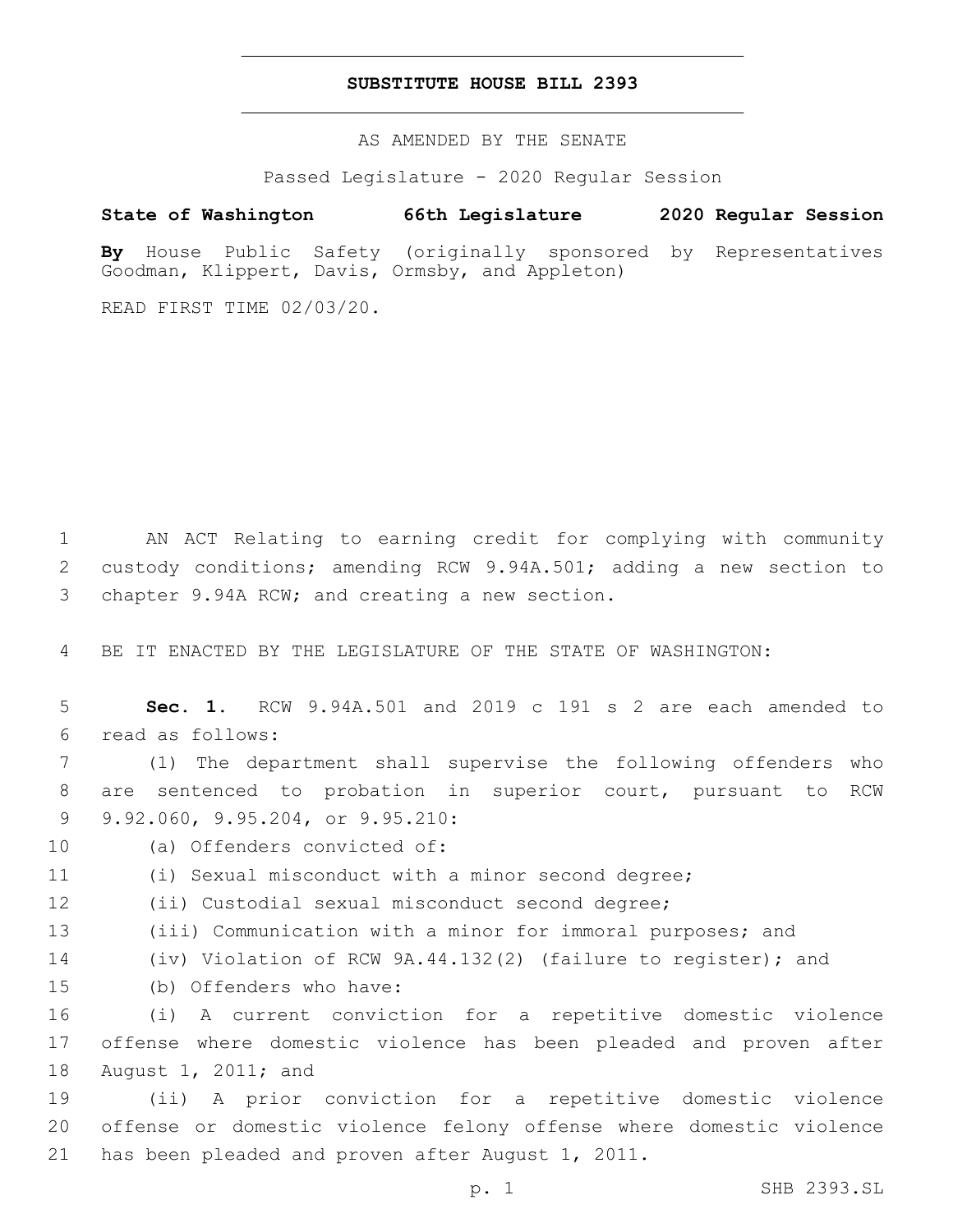# SUBSTITUTE HOUSE BILL 2393

AS AMENDED BY THE SENATE

Passed Legislature - 2020 Regular Session

**State of Washington 66th Legislature 2020 Regular Session**

**By** House Public Safety (originally sponsored by Representatives Goodman, Klippert, Davis, Ormsby, and Appleton)

READ FIRST TIME 02/03/20.

AN ACT Relating to earning credit for complying with community custody conditions; amending RCW 9.94A.501; adding a new section to chapter 9.94A RCW; and creating a new section.

BE IT ENACTED BY THE LEGISLATURE OF THE STATE OF WASHINGTON:

**Sec. 1.** RCW 9.94A.501 and 2019 c 191 s 2 are each amended to read as follows:

(1) The department shall supervise the following offenders who are sentenced to probation in superior court, pursuant to RCW 9.92.060, 9.95.204, or 9.95.210:

(a) Offenders convicted of:

(i) Sexual misconduct with a minor second degree;

(ii) Custodial sexual misconduct second degree;

(iii) Communication with a minor for immoral purposes; and

(iv) Violation of RCW 9A.44.132(2) (failure to register); and

(b) Offenders who have:

(i) A current conviction for a repetitive domestic violence offense where domestic violence has been pleaded and proven after August 1, 2011; and

(ii) A prior conviction for a repetitive domestic violence offense or domestic violence felony offense where domestic violence has been pleaded and proven after August 1, 2011.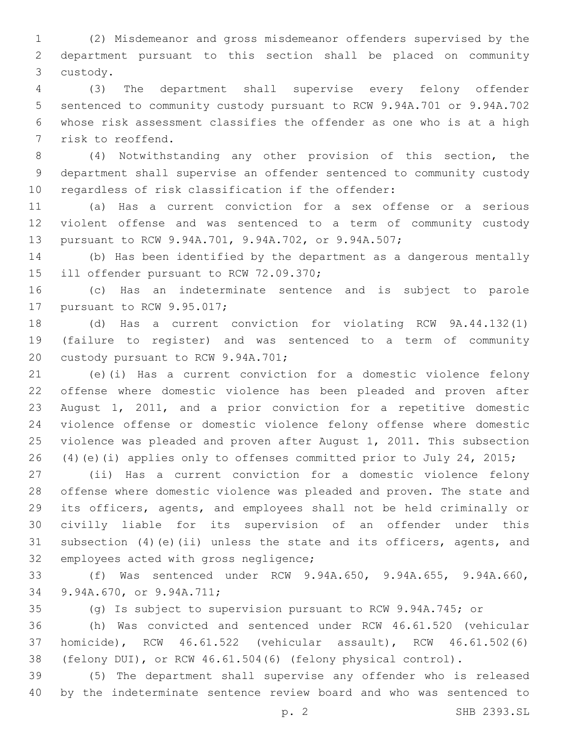(2) Misdemeanor and gross misdemeanor offenders supervised by the department pursuant to this section shall be placed on community custody.

(3) The department shall supervise every felony offender sentenced to community custody pursuant to RCW 9.94A.701 or 9.94A.702 whose risk assessment classifies the offender as one who is at a high risk to reoffend.

(4) Notwithstanding any other provision of this section, the department shall supervise an offender sentenced to community custody regardless of risk classification if the offender:

(a) Has a current conviction for a sex offense or a serious violent offense and was sentenced to a term of community custody pursuant to RCW 9.94A.701, 9.94A.702, or 9.94A.507;

(b) Has been identified by the department as a dangerous mentally ill offender pursuant to RCW 72.09.370;

(c) Has an indeterminate sentence and is subject to parole pursuant to RCW 9.95.017;

(d) Has a current conviction for violating RCW 9A.44.132(1) (failure to register) and was sentenced to a term of community custody pursuant to RCW 9.94A.701;

(e)(i) Has a current conviction for a domestic violence felony offense where domestic violence has been pleaded and proven after August 1, 2011, and a prior conviction for a repetitive domestic violence offense or domestic violence felony offense where domestic violence was pleaded and proven after August 1, 2011. This subsection (4)(e)(i) applies only to offenses committed prior to July 24, 2015;

(ii) Has a current conviction for a domestic violence felony offense where domestic violence was pleaded and proven. The state and its officers, agents, and employees shall not be held criminally or civilly liable for its supervision of an offender under this subsection (4)(e)(ii) unless the state and its officers, agents, and employees acted with gross negligence;

(f) Was sentenced under RCW 9.94A.650, 9.94A.655, 9.94A.660, 9.94A.670, or 9.94A.711;

(g) Is subject to supervision pursuant to RCW 9.94A.745; or

(h) Was convicted and sentenced under RCW 46.61.520 (vehicular homicide), RCW 46.61.522 (vehicular assault), RCW 46.61.502(6) (felony DUI), or RCW 46.61.504(6) (felony physical control).

(5) The department shall supervise any offender who is released by the indeterminate sentence review board and who was sentenced to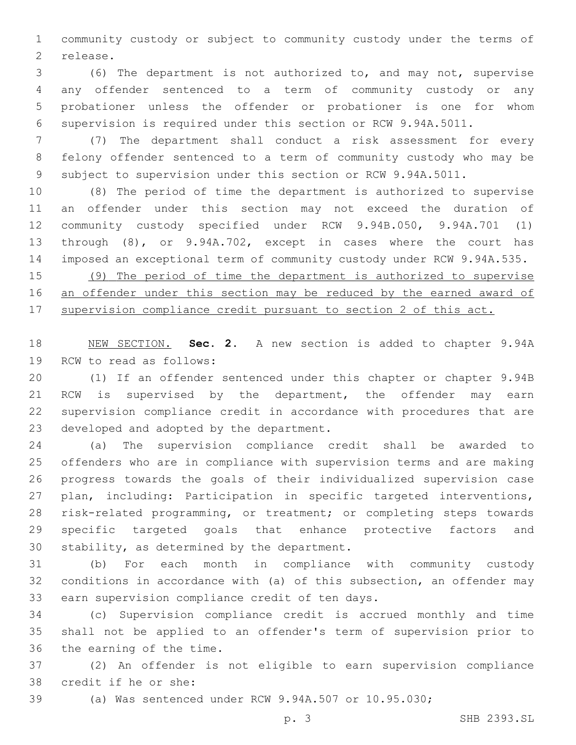community custody or subject to community custody under the terms of release.

(6) The department is not authorized to, and may not, supervise any offender sentenced to a term of community custody or any probationer unless the offender or probationer is one for whom supervision is required under this section or RCW 9.94A.5011.

(7) The department shall conduct a risk assessment for every felony offender sentenced to a term of community custody who may be subject to supervision under this section or RCW 9.94A.5011.

(8) The period of time the department is authorized to supervise an offender under this section may not exceed the duration of community custody specified under RCW 9.94B.050, 9.94A.701 (1) through (8), or 9.94A.702, except in cases where the court has imposed an exceptional term of community custody under RCW 9.94A.535.

<u>(9) The period of time the department is authorized to supervise an offender under this section may be reduced by the earned award of supervision compliance credit pursuant to section 2 of this act.</u>

<u>NEW SECTION.</u> **Sec. 2.** A new section is added to chapter 9.94A RCW to read as follows:

(1) If an offender sentenced under this chapter or chapter 9.94B RCW is supervised by the department, the offender may earn supervision compliance credit in accordance with procedures that are developed and adopted by the department.

(a) The supervision compliance credit shall be awarded to offenders who are in compliance with supervision terms and are making progress towards the goals of their individualized supervision case plan, including: Participation in specific targeted interventions, risk-related programming, or treatment; or completing steps towards specific targeted goals that enhance protective factors and stability, as determined by the department.

(b) For each month in compliance with community custody conditions in accordance with (a) of this subsection, an offender may earn supervision compliance credit of ten days.

(c) Supervision compliance credit is accrued monthly and time shall not be applied to an offender's term of supervision prior to the earning of the time.

(2) An offender is not eligible to earn supervision compliance credit if he or she:

(a) Was sentenced under RCW 9.94A.507 or 10.95.030;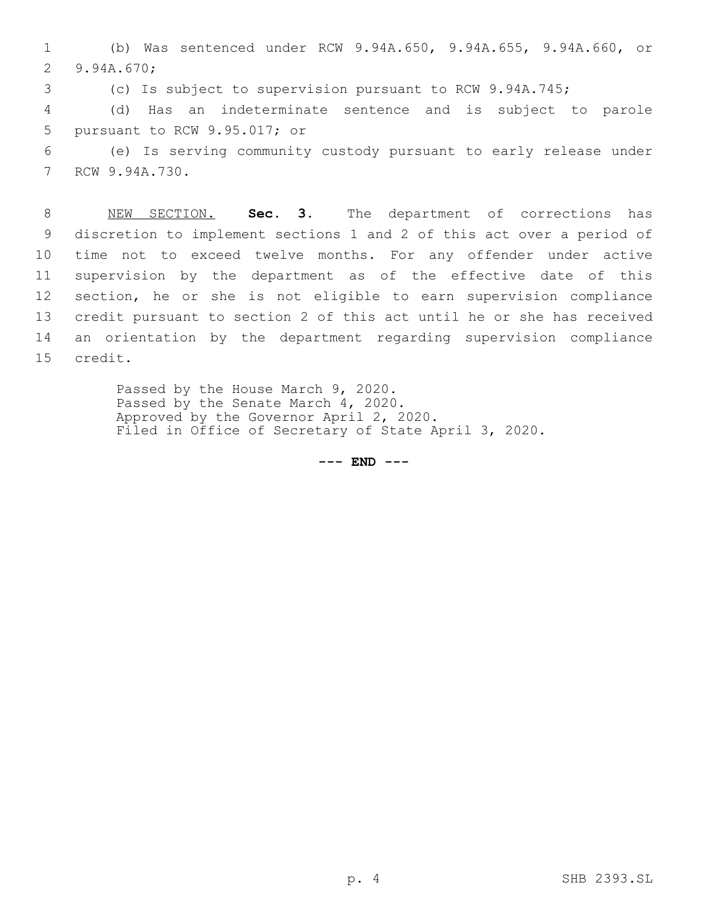(b) Was sentenced under RCW 9.94A.650, 9.94A.655, 9.94A.660, or 9.94A.670;

(c) Is subject to supervision pursuant to RCW 9.94A.745;

(d) Has an indeterminate sentence and is subject to parole pursuant to RCW 9.95.017; or

(e) Is serving community custody pursuant to early release under RCW 9.94A.730.

NEW SECTION. **Sec. 3.** The department of corrections has discretion to implement sections 1 and 2 of this act over a period of time not to exceed twelve months. For any offender under active supervision by the department as of the effective date of this section, he or she is not eligible to earn supervision compliance credit pursuant to section 2 of this act until he or she has received an orientation by the department regarding supervision compliance credit.

Passed by the House March 9, 2020.
Passed by the Senate March 4, 2020.
Approved by the Governor April 2, 2020.
Filed in Office of Secretary of State April 3, 2020.

**--- END ---**